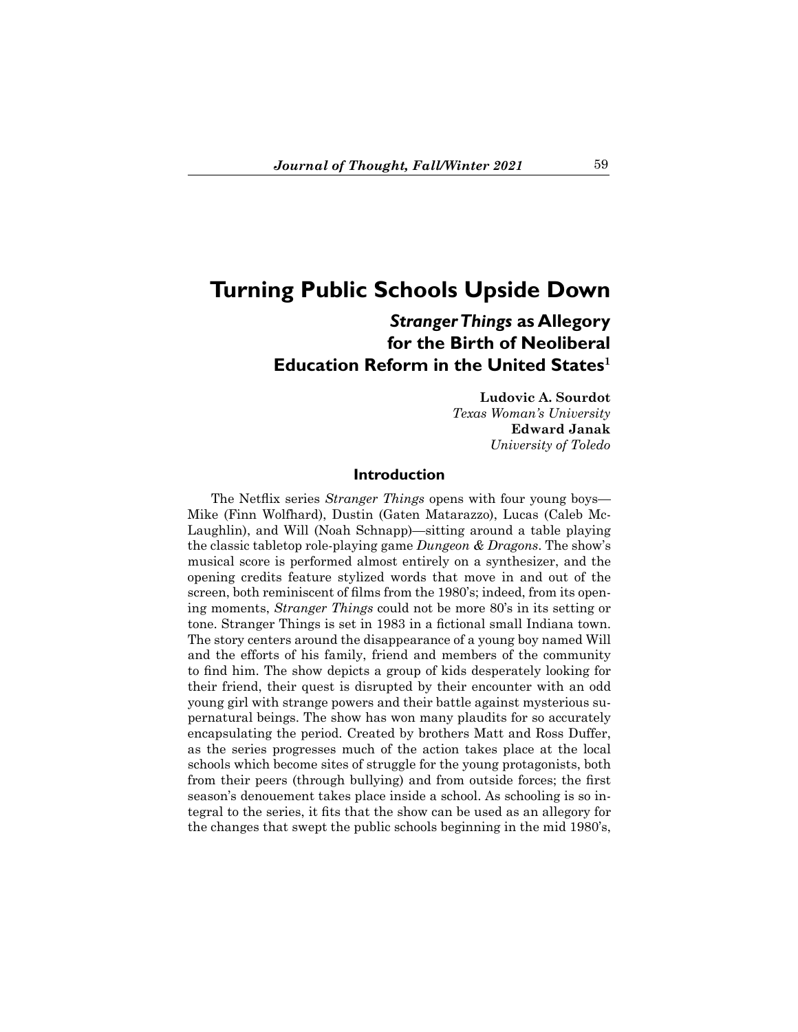# Turning Public Schools Upside Down

## *Stranger Things* as Allegory for the Birth of Neoliberal Education Reform in the United States[1]

**Ludovic A. Sourdot**
*Texas Woman's University*
**Edward Janak**
*University of Toledo*

### Introduction

The Netflix series *Stranger Things* opens with four young boys—Mike (Finn Wolfhard), Dustin (Gaten Matarazzo), Lucas (Caleb McLaughlin), and Will (Noah Schnapp)—sitting around a table playing the classic tabletop role-playing game *Dungeon & Dragons*. The show's musical score is performed almost entirely on a synthesizer, and the opening credits feature stylized words that move in and out of the screen, both reminiscent of films from the 1980's; indeed, from its opening moments, *Stranger Things* could not be more 80's in its setting or tone. Stranger Things is set in 1983 in a fictional small Indiana town. The story centers around the disappearance of a young boy named Will and the efforts of his family, friend and members of the community to find him. The show depicts a group of kids desperately looking for their friend, their quest is disrupted by their encounter with an odd young girl with strange powers and their battle against mysterious supernatural beings. The show has won many plaudits for so accurately encapsulating the period. Created by brothers Matt and Ross Duffer, as the series progresses much of the action takes place at the local schools which become sites of struggle for the young protagonists, both from their peers (through bullying) and from outside forces; the first season's denouement takes place inside a school. As schooling is so integral to the series, it fits that the show can be used as an allegory for the changes that swept the public schools beginning in the mid 1980's,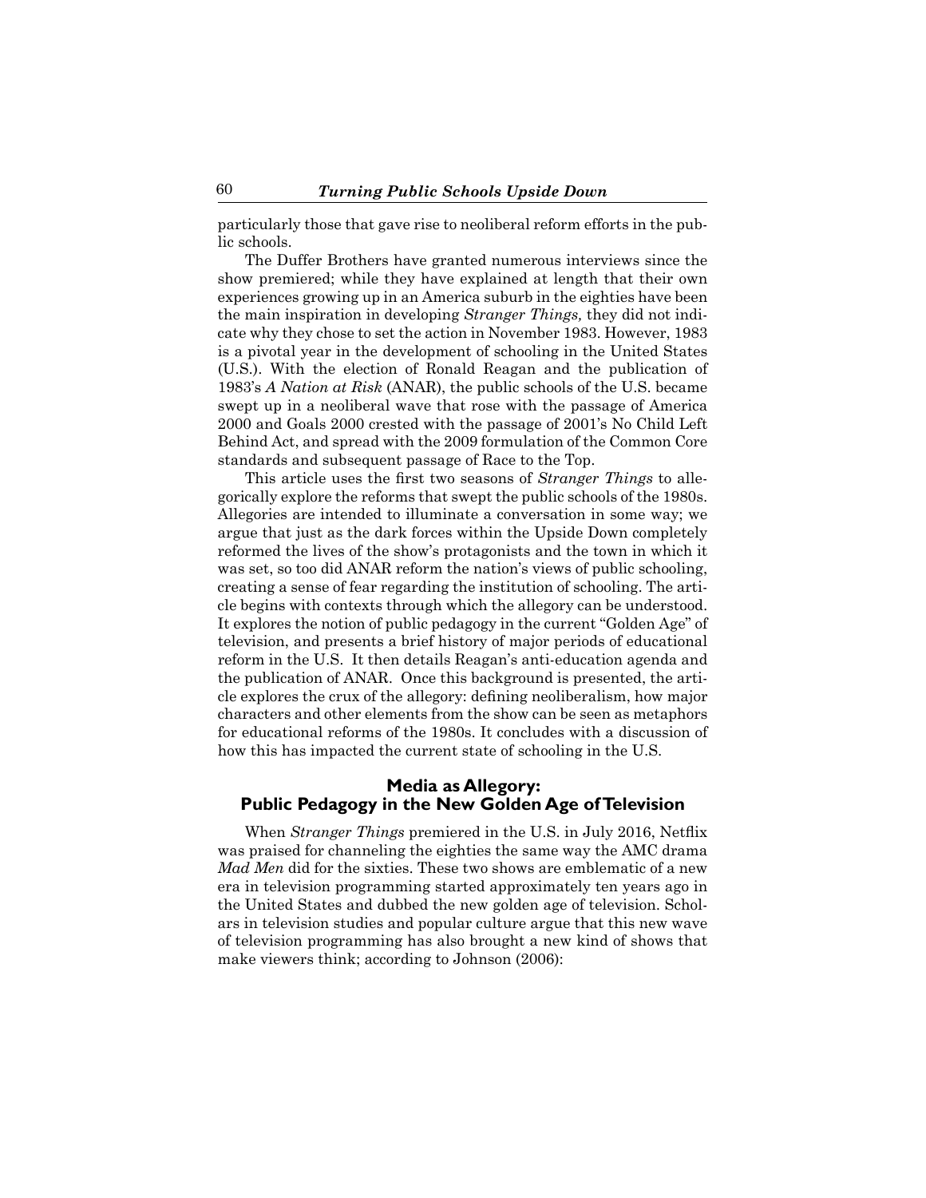particularly those that gave rise to neoliberal reform efforts in the public schools.

The Duffer Brothers have granted numerous interviews since the show premiered; while they have explained at length that their own experiences growing up in an America suburb in the eighties have been the main inspiration in developing *Stranger Things,* they did not indicate why they chose to set the action in November 1983. However, 1983 is a pivotal year in the development of schooling in the United States (U.S.). With the election of Ronald Reagan and the publication of 1983's *A Nation at Risk* (ANAR), the public schools of the U.S. became swept up in a neoliberal wave that rose with the passage of America 2000 and Goals 2000 crested with the passage of 2001's No Child Left Behind Act, and spread with the 2009 formulation of the Common Core standards and subsequent passage of Race to the Top.

This article uses the first two seasons of *Stranger Things* to allegorically explore the reforms that swept the public schools of the 1980s. Allegories are intended to illuminate a conversation in some way; we argue that just as the dark forces within the Upside Down completely reformed the lives of the show's protagonists and the town in which it was set, so too did ANAR reform the nation's views of public schooling, creating a sense of fear regarding the institution of schooling. The article begins with contexts through which the allegory can be understood. It explores the notion of public pedagogy in the current "Golden Age" of television, and presents a brief history of major periods of educational reform in the U.S. It then details Reagan's anti-education agenda and the publication of ANAR. Once this background is presented, the article explores the crux of the allegory: defining neoliberalism, how major characters and other elements from the show can be seen as metaphors for educational reforms of the 1980s. It concludes with a discussion of how this has impacted the current state of schooling in the U.S.

## Media as Allegory: Public Pedagogy in the New Golden Age of Television

When *Stranger Things* premiered in the U.S. in July 2016, Netflix was praised for channeling the eighties the same way the AMC drama *Mad Men* did for the sixties. These two shows are emblematic of a new era in television programming started approximately ten years ago in the United States and dubbed the new golden age of television. Scholars in television studies and popular culture argue that this new wave of television programming has also brought a new kind of shows that make viewers think; according to Johnson (2006):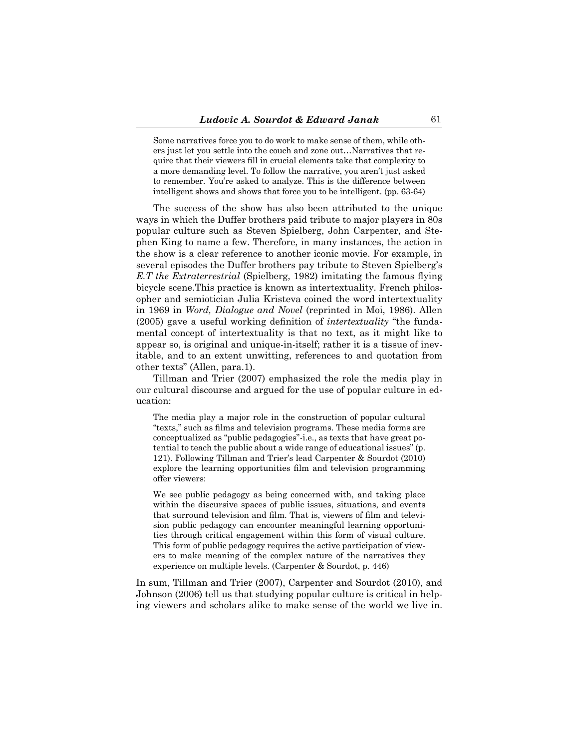> Some narratives force you to do work to make sense of them, while others just let you settle into the couch and zone out…Narratives that require that their viewers fill in crucial elements take that complexity to a more demanding level. To follow the narrative, you aren't just asked to remember. You're asked to analyze. This is the difference between intelligent shows and shows that force you to be intelligent. (pp. 63-64)

The success of the show has also been attributed to the unique ways in which the Duffer brothers paid tribute to major players in 80s popular culture such as Steven Spielberg, John Carpenter, and Stephen King to name a few. Therefore, in many instances, the action in the show is a clear reference to another iconic movie. For example, in several episodes the Duffer brothers pay tribute to Steven Spielberg's *E.T the Extraterrestrial* (Spielberg, 1982) imitating the famous flying bicycle scene.This practice is known as intertextuality. French philosopher and semiotician Julia Kristeva coined the word intertextuality in 1969 in *Word, Dialogue and Novel* (reprinted in Moi, 1986). Allen (2005) gave a useful working definition of *intertextuality* "the fundamental concept of intertextuality is that no text, as it might like to appear so, is original and unique-in-itself; rather it is a tissue of inevitable, and to an extent unwitting, references to and quotation from other texts" (Allen, para.1).

Tillman and Trier (2007) emphasized the role the media play in our cultural discourse and argued for the use of popular culture in education:

> The media play a major role in the construction of popular cultural "texts," such as films and television programs. These media forms are conceptualized as "public pedagogies"-i.e., as texts that have great potential to teach the public about a wide range of educational issues" (p. 121). Following Tillman and Trier's lead Carpenter & Sourdot (2010) explore the learning opportunities film and television programming offer viewers:
>
> We see public pedagogy as being concerned with, and taking place within the discursive spaces of public issues, situations, and events that surround television and film. That is, viewers of film and television public pedagogy can encounter meaningful learning opportunities through critical engagement within this form of visual culture. This form of public pedagogy requires the active participation of viewers to make meaning of the complex nature of the narratives they experience on multiple levels. (Carpenter & Sourdot, p. 446)

In sum, Tillman and Trier (2007), Carpenter and Sourdot (2010), and Johnson (2006) tell us that studying popular culture is critical in helping viewers and scholars alike to make sense of the world we live in.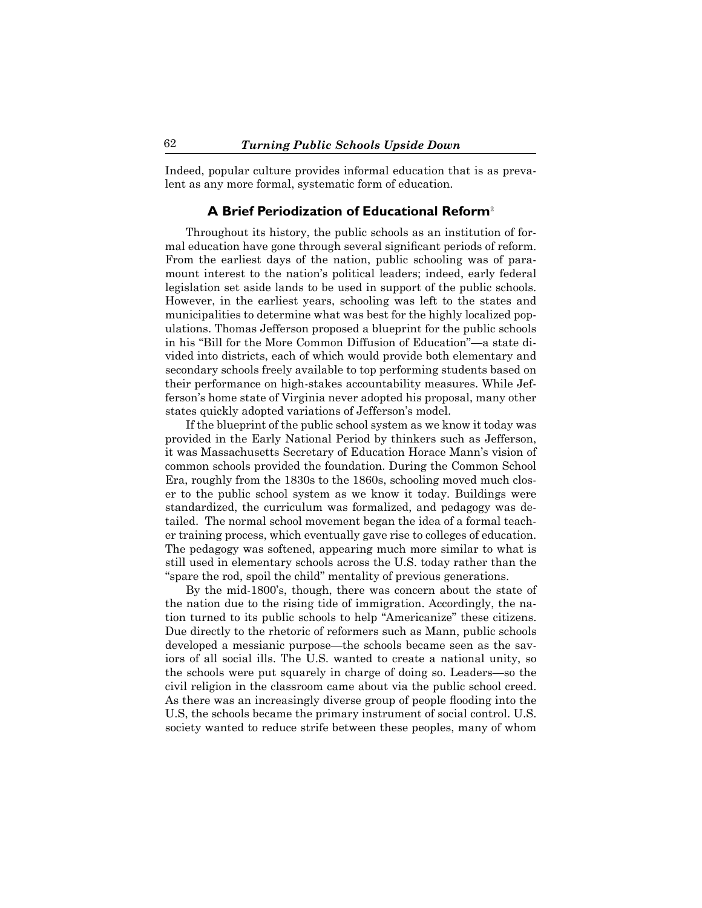Indeed, popular culture provides informal education that is as prevalent as any more formal, systematic form of education.

## A Brief Periodization of Educational Reform[2]

Throughout its history, the public schools as an institution of formal education have gone through several significant periods of reform. From the earliest days of the nation, public schooling was of paramount interest to the nation's political leaders; indeed, early federal legislation set aside lands to be used in support of the public schools. However, in the earliest years, schooling was left to the states and municipalities to determine what was best for the highly localized populations. Thomas Jefferson proposed a blueprint for the public schools in his "Bill for the More Common Diffusion of Education"—a state divided into districts, each of which would provide both elementary and secondary schools freely available to top performing students based on their performance on high-stakes accountability measures. While Jefferson's home state of Virginia never adopted his proposal, many other states quickly adopted variations of Jefferson's model.

If the blueprint of the public school system as we know it today was provided in the Early National Period by thinkers such as Jefferson, it was Massachusetts Secretary of Education Horace Mann's vision of common schools provided the foundation. During the Common School Era, roughly from the 1830s to the 1860s, schooling moved much closer to the public school system as we know it today. Buildings were standardized, the curriculum was formalized, and pedagogy was detailed. The normal school movement began the idea of a formal teacher training process, which eventually gave rise to colleges of education. The pedagogy was softened, appearing much more similar to what is still used in elementary schools across the U.S. today rather than the "spare the rod, spoil the child" mentality of previous generations.

By the mid-1800's, though, there was concern about the state of the nation due to the rising tide of immigration. Accordingly, the nation turned to its public schools to help "Americanize" these citizens. Due directly to the rhetoric of reformers such as Mann, public schools developed a messianic purpose—the schools became seen as the saviors of all social ills. The U.S. wanted to create a national unity, so the schools were put squarely in charge of doing so. Leaders—so the civil religion in the classroom came about via the public school creed. As there was an increasingly diverse group of people flooding into the U.S, the schools became the primary instrument of social control. U.S. society wanted to reduce strife between these peoples, many of whom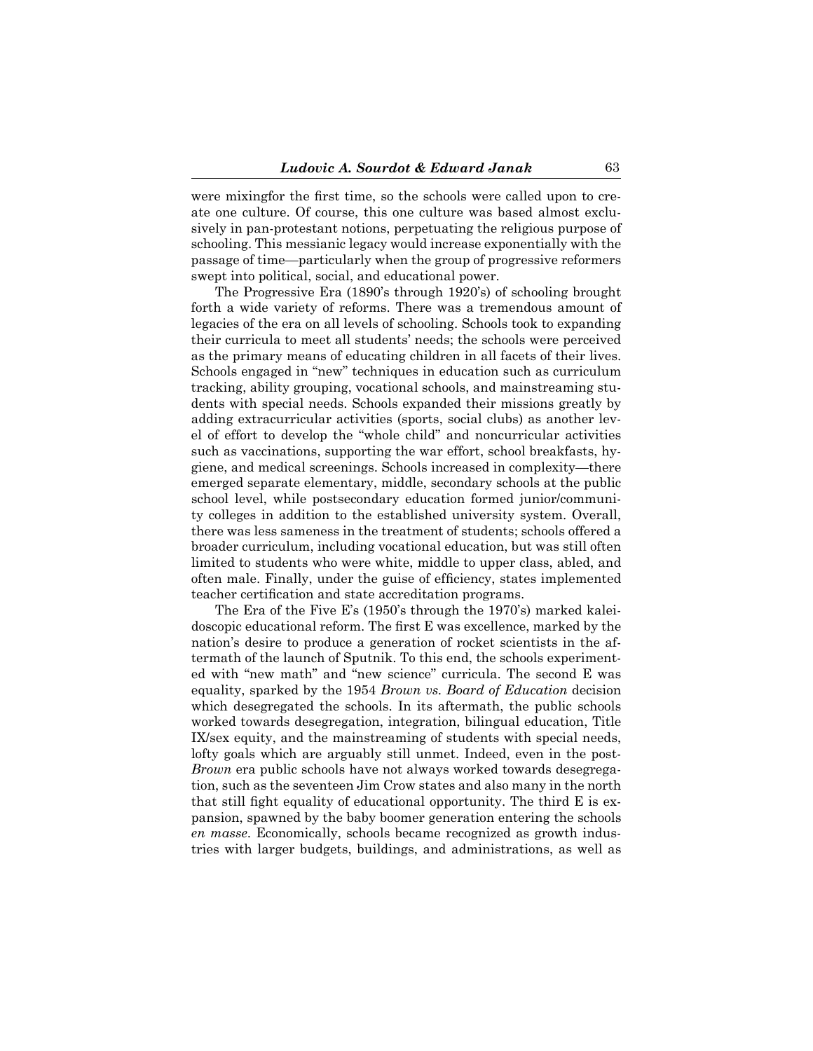were mixingfor the first time, so the schools were called upon to create one culture. Of course, this one culture was based almost exclusively in pan-protestant notions, perpetuating the religious purpose of schooling. This messianic legacy would increase exponentially with the passage of time—particularly when the group of progressive reformers swept into political, social, and educational power.

The Progressive Era (1890's through 1920's) of schooling brought forth a wide variety of reforms. There was a tremendous amount of legacies of the era on all levels of schooling. Schools took to expanding their curricula to meet all students' needs; the schools were perceived as the primary means of educating children in all facets of their lives. Schools engaged in "new" techniques in education such as curriculum tracking, ability grouping, vocational schools, and mainstreaming students with special needs. Schools expanded their missions greatly by adding extracurricular activities (sports, social clubs) as another level of effort to develop the "whole child" and noncurricular activities such as vaccinations, supporting the war effort, school breakfasts, hygiene, and medical screenings. Schools increased in complexity—there emerged separate elementary, middle, secondary schools at the public school level, while postsecondary education formed junior/community colleges in addition to the established university system. Overall, there was less sameness in the treatment of students; schools offered a broader curriculum, including vocational education, but was still often limited to students who were white, middle to upper class, abled, and often male. Finally, under the guise of efficiency, states implemented teacher certification and state accreditation programs.

The Era of the Five E's (1950's through the 1970's) marked kaleidoscopic educational reform. The first E was excellence, marked by the nation's desire to produce a generation of rocket scientists in the aftermath of the launch of Sputnik. To this end, the schools experimented with "new math" and "new science" curricula. The second E was equality, sparked by the 1954 *Brown vs. Board of Education* decision which desegregated the schools. In its aftermath, the public schools worked towards desegregation, integration, bilingual education, Title IX/sex equity, and the mainstreaming of students with special needs, lofty goals which are arguably still unmet. Indeed, even in the post-*Brown* era public schools have not always worked towards desegregation, such as the seventeen Jim Crow states and also many in the north that still fight equality of educational opportunity. The third E is expansion, spawned by the baby boomer generation entering the schools *en masse.* Economically, schools became recognized as growth industries with larger budgets, buildings, and administrations, as well as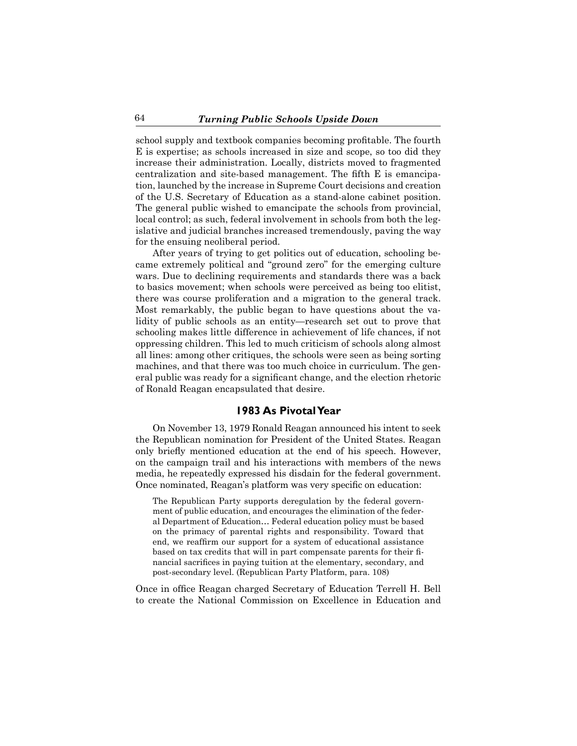school supply and textbook companies becoming profitable. The fourth E is expertise; as schools increased in size and scope, so too did they increase their administration. Locally, districts moved to fragmented centralization and site-based management. The fifth E is emancipation, launched by the increase in Supreme Court decisions and creation of the U.S. Secretary of Education as a stand-alone cabinet position. The general public wished to emancipate the schools from provincial, local control; as such, federal involvement in schools from both the legislative and judicial branches increased tremendously, paving the way for the ensuing neoliberal period.

After years of trying to get politics out of education, schooling became extremely political and "ground zero" for the emerging culture wars. Due to declining requirements and standards there was a back to basics movement; when schools were perceived as being too elitist, there was course proliferation and a migration to the general track. Most remarkably, the public began to have questions about the validity of public schools as an entity—research set out to prove that schooling makes little difference in achievement of life chances, if not oppressing children. This led to much criticism of schools along almost all lines: among other critiques, the schools were seen as being sorting machines, and that there was too much choice in curriculum. The general public was ready for a significant change, and the election rhetoric of Ronald Reagan encapsulated that desire.

## 1983 As Pivotal Year

On November 13, 1979 Ronald Reagan announced his intent to seek the Republican nomination for President of the United States. Reagan only briefly mentioned education at the end of his speech. However, on the campaign trail and his interactions with members of the news media, he repeatedly expressed his disdain for the federal government. Once nominated, Reagan's platform was very specific on education:

> The Republican Party supports deregulation by the federal government of public education, and encourages the elimination of the federal Department of Education… Federal education policy must be based on the primacy of parental rights and responsibility. Toward that end, we reaffirm our support for a system of educational assistance based on tax credits that will in part compensate parents for their financial sacrifices in paying tuition at the elementary, secondary, and post-secondary level. (Republican Party Platform, para. 108)

Once in office Reagan charged Secretary of Education Terrell H. Bell to create the National Commission on Excellence in Education and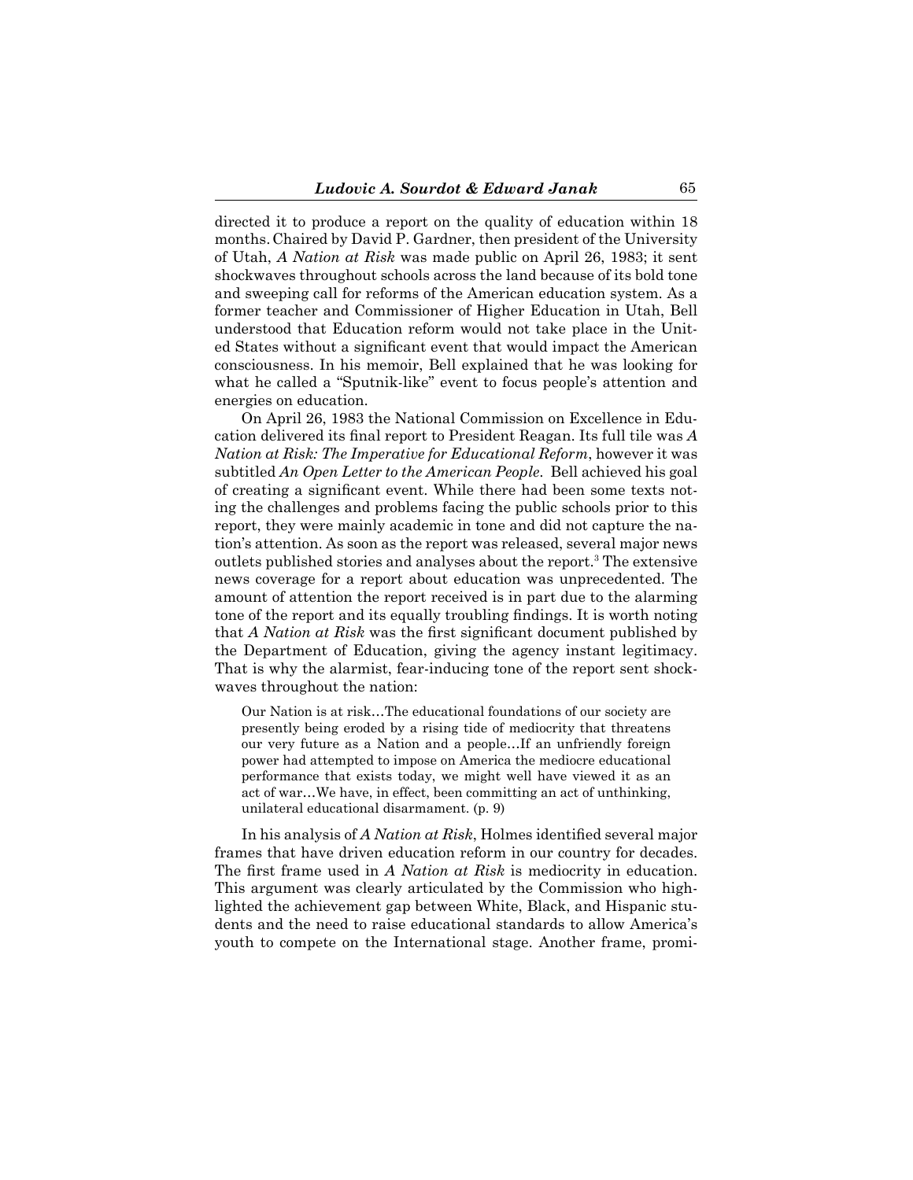directed it to produce a report on the quality of education within 18 months. Chaired by David P. Gardner, then president of the University of Utah, *A Nation at Risk* was made public on April 26, 1983; it sent shockwaves throughout schools across the land because of its bold tone and sweeping call for reforms of the American education system. As a former teacher and Commissioner of Higher Education in Utah, Bell understood that Education reform would not take place in the United States without a significant event that would impact the American consciousness. In his memoir, Bell explained that he was looking for what he called a "Sputnik-like" event to focus people's attention and energies on education.

On April 26, 1983 the National Commission on Excellence in Education delivered its final report to President Reagan. Its full tile was *A Nation at Risk: The Imperative for Educational Reform*, however it was subtitled *An Open Letter to the American People*. Bell achieved his goal of creating a significant event. While there had been some texts noting the challenges and problems facing the public schools prior to this report, they were mainly academic in tone and did not capture the nation's attention. As soon as the report was released, several major news outlets published stories and analyses about the report.[3] The extensive news coverage for a report about education was unprecedented. The amount of attention the report received is in part due to the alarming tone of the report and its equally troubling findings. It is worth noting that *A Nation at Risk* was the first significant document published by the Department of Education, giving the agency instant legitimacy. That is why the alarmist, fear-inducing tone of the report sent shockwaves throughout the nation:

> Our Nation is at risk…The educational foundations of our society are presently being eroded by a rising tide of mediocrity that threatens our very future as a Nation and a people…If an unfriendly foreign power had attempted to impose on America the mediocre educational performance that exists today, we might well have viewed it as an act of war…We have, in effect, been committing an act of unthinking, unilateral educational disarmament. (p. 9)

In his analysis of *A Nation at Risk*, Holmes identified several major frames that have driven education reform in our country for decades. The first frame used in *A Nation at Risk* is mediocrity in education. This argument was clearly articulated by the Commission who highlighted the achievement gap between White, Black, and Hispanic students and the need to raise educational standards to allow America's youth to compete on the International stage. Another frame, promi-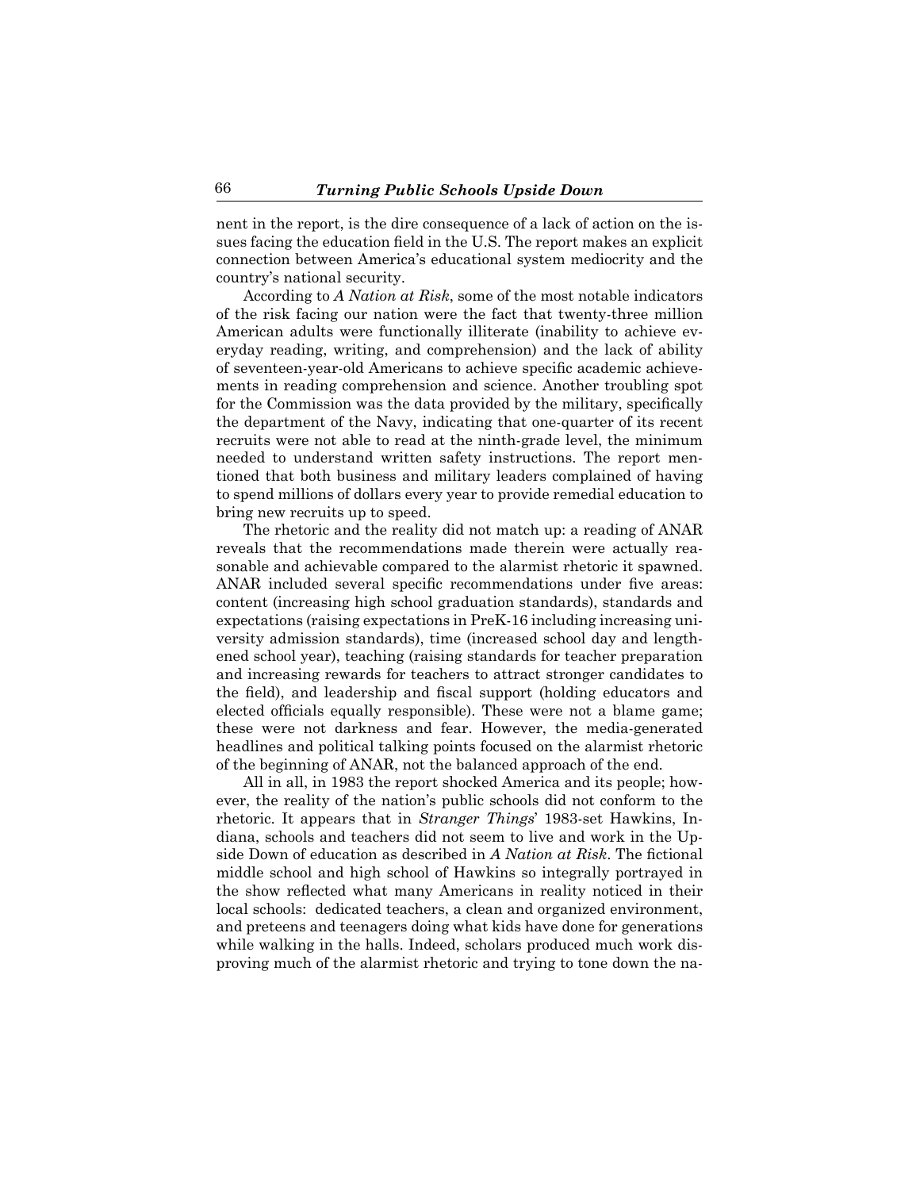nent in the report, is the dire consequence of a lack of action on the issues facing the education field in the U.S. The report makes an explicit connection between America's educational system mediocrity and the country's national security.

According to *A Nation at Risk*, some of the most notable indicators of the risk facing our nation were the fact that twenty-three million American adults were functionally illiterate (inability to achieve everyday reading, writing, and comprehension) and the lack of ability of seventeen-year-old Americans to achieve specific academic achievements in reading comprehension and science. Another troubling spot for the Commission was the data provided by the military, specifically the department of the Navy, indicating that one-quarter of its recent recruits were not able to read at the ninth-grade level, the minimum needed to understand written safety instructions. The report mentioned that both business and military leaders complained of having to spend millions of dollars every year to provide remedial education to bring new recruits up to speed.

The rhetoric and the reality did not match up: a reading of ANAR reveals that the recommendations made therein were actually reasonable and achievable compared to the alarmist rhetoric it spawned. ANAR included several specific recommendations under five areas: content (increasing high school graduation standards), standards and expectations (raising expectations in PreK-16 including increasing university admission standards), time (increased school day and lengthened school year), teaching (raising standards for teacher preparation and increasing rewards for teachers to attract stronger candidates to the field), and leadership and fiscal support (holding educators and elected officials equally responsible). These were not a blame game; these were not darkness and fear. However, the media-generated headlines and political talking points focused on the alarmist rhetoric of the beginning of ANAR, not the balanced approach of the end.

All in all, in 1983 the report shocked America and its people; however, the reality of the nation's public schools did not conform to the rhetoric. It appears that in *Stranger Things*' 1983-set Hawkins, Indiana, schools and teachers did not seem to live and work in the Upside Down of education as described in *A Nation at Risk*. The fictional middle school and high school of Hawkins so integrally portrayed in the show reflected what many Americans in reality noticed in their local schools: dedicated teachers, a clean and organized environment, and preteens and teenagers doing what kids have done for generations while walking in the halls. Indeed, scholars produced much work disproving much of the alarmist rhetoric and trying to tone down the na-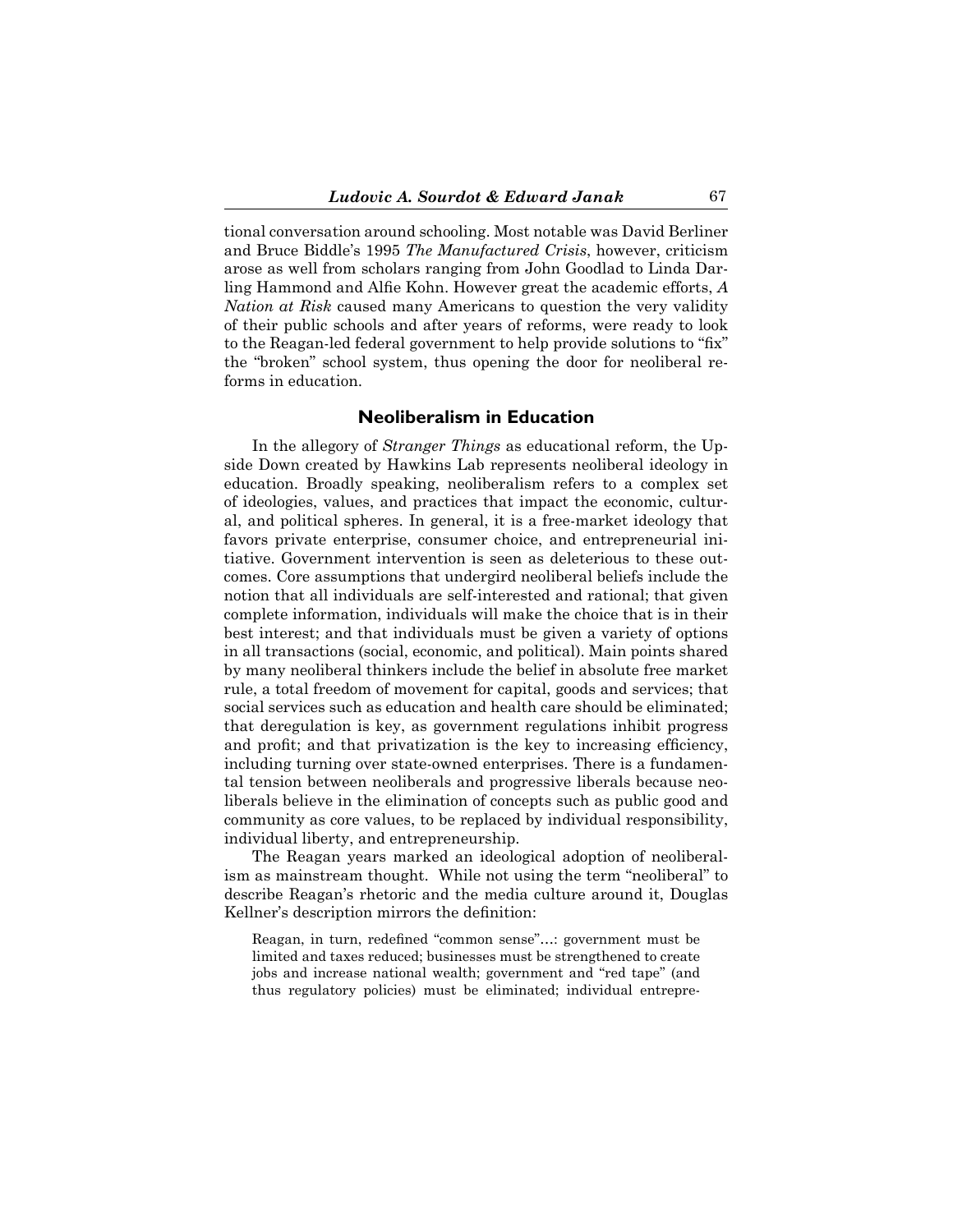tional conversation around schooling. Most notable was David Berliner and Bruce Biddle's 1995 *The Manufactured Crisis*, however, criticism arose as well from scholars ranging from John Goodlad to Linda Darling Hammond and Alfie Kohn. However great the academic efforts, *A Nation at Risk* caused many Americans to question the very validity of their public schools and after years of reforms, were ready to look to the Reagan-led federal government to help provide solutions to "fix" the "broken" school system, thus opening the door for neoliberal reforms in education.

## Neoliberalism in Education

In the allegory of *Stranger Things* as educational reform, the Upside Down created by Hawkins Lab represents neoliberal ideology in education. Broadly speaking, neoliberalism refers to a complex set of ideologies, values, and practices that impact the economic, cultural, and political spheres. In general, it is a free-market ideology that favors private enterprise, consumer choice, and entrepreneurial initiative. Government intervention is seen as deleterious to these outcomes. Core assumptions that undergird neoliberal beliefs include the notion that all individuals are self-interested and rational; that given complete information, individuals will make the choice that is in their best interest; and that individuals must be given a variety of options in all transactions (social, economic, and political). Main points shared by many neoliberal thinkers include the belief in absolute free market rule, a total freedom of movement for capital, goods and services; that social services such as education and health care should be eliminated; that deregulation is key, as government regulations inhibit progress and profit; and that privatization is the key to increasing efficiency, including turning over state-owned enterprises. There is a fundamental tension between neoliberals and progressive liberals because neoliberals believe in the elimination of concepts such as public good and community as core values, to be replaced by individual responsibility, individual liberty, and entrepreneurship.

The Reagan years marked an ideological adoption of neoliberalism as mainstream thought. While not using the term "neoliberal" to describe Reagan's rhetoric and the media culture around it, Douglas Kellner's description mirrors the definition:

> Reagan, in turn, redefined "common sense"…: government must be limited and taxes reduced; businesses must be strengthened to create jobs and increase national wealth; government and "red tape" (and thus regulatory policies) must be eliminated; individual entrepre-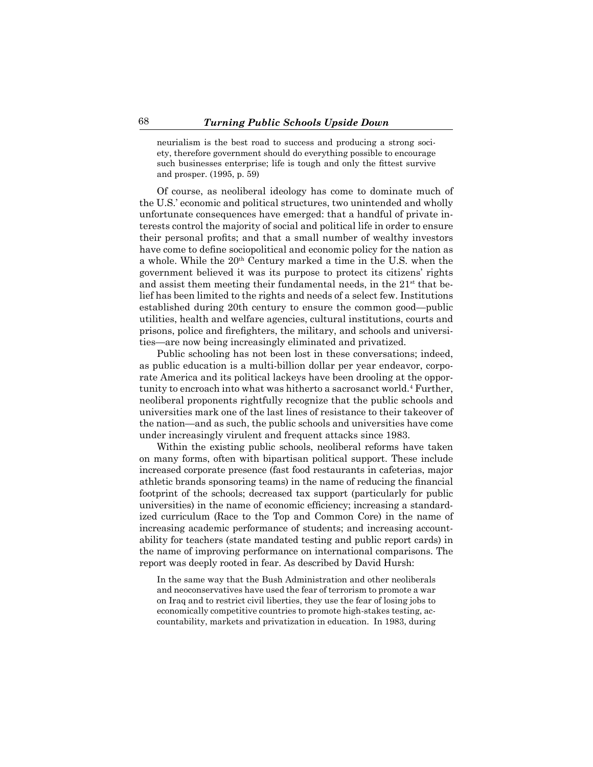neurialism is the best road to success and producing a strong society, therefore government should do everything possible to encourage such businesses enterprise; life is tough and only the fittest survive and prosper. (1995, p. 59)

Of course, as neoliberal ideology has come to dominate much of the U.S.' economic and political structures, two unintended and wholly unfortunate consequences have emerged: that a handful of private interests control the majority of social and political life in order to ensure their personal profits; and that a small number of wealthy investors have come to define sociopolitical and economic policy for the nation as a whole. While the 20th Century marked a time in the U.S. when the government believed it was its purpose to protect its citizens' rights and assist them meeting their fundamental needs, in the 21st that belief has been limited to the rights and needs of a select few. Institutions established during 20th century to ensure the common good—public utilities, health and welfare agencies, cultural institutions, courts and prisons, police and firefighters, the military, and schools and universities—are now being increasingly eliminated and privatized.

Public schooling has not been lost in these conversations; indeed, as public education is a multi-billion dollar per year endeavor, corporate America and its political lackeys have been drooling at the opportunity to encroach into what was hitherto a sacrosanct world.[4] Further, neoliberal proponents rightfully recognize that the public schools and universities mark one of the last lines of resistance to their takeover of the nation—and as such, the public schools and universities have come under increasingly virulent and frequent attacks since 1983.

Within the existing public schools, neoliberal reforms have taken on many forms, often with bipartisan political support. These include increased corporate presence (fast food restaurants in cafeterias, major athletic brands sponsoring teams) in the name of reducing the financial footprint of the schools; decreased tax support (particularly for public universities) in the name of economic efficiency; increasing a standardized curriculum (Race to the Top and Common Core) in the name of increasing academic performance of students; and increasing accountability for teachers (state mandated testing and public report cards) in the name of improving performance on international comparisons. The report was deeply rooted in fear. As described by David Hursh:

> In the same way that the Bush Administration and other neoliberals and neoconservatives have used the fear of terrorism to promote a war on Iraq and to restrict civil liberties, they use the fear of losing jobs to economically competitive countries to promote high-stakes testing, accountability, markets and privatization in education. In 1983, during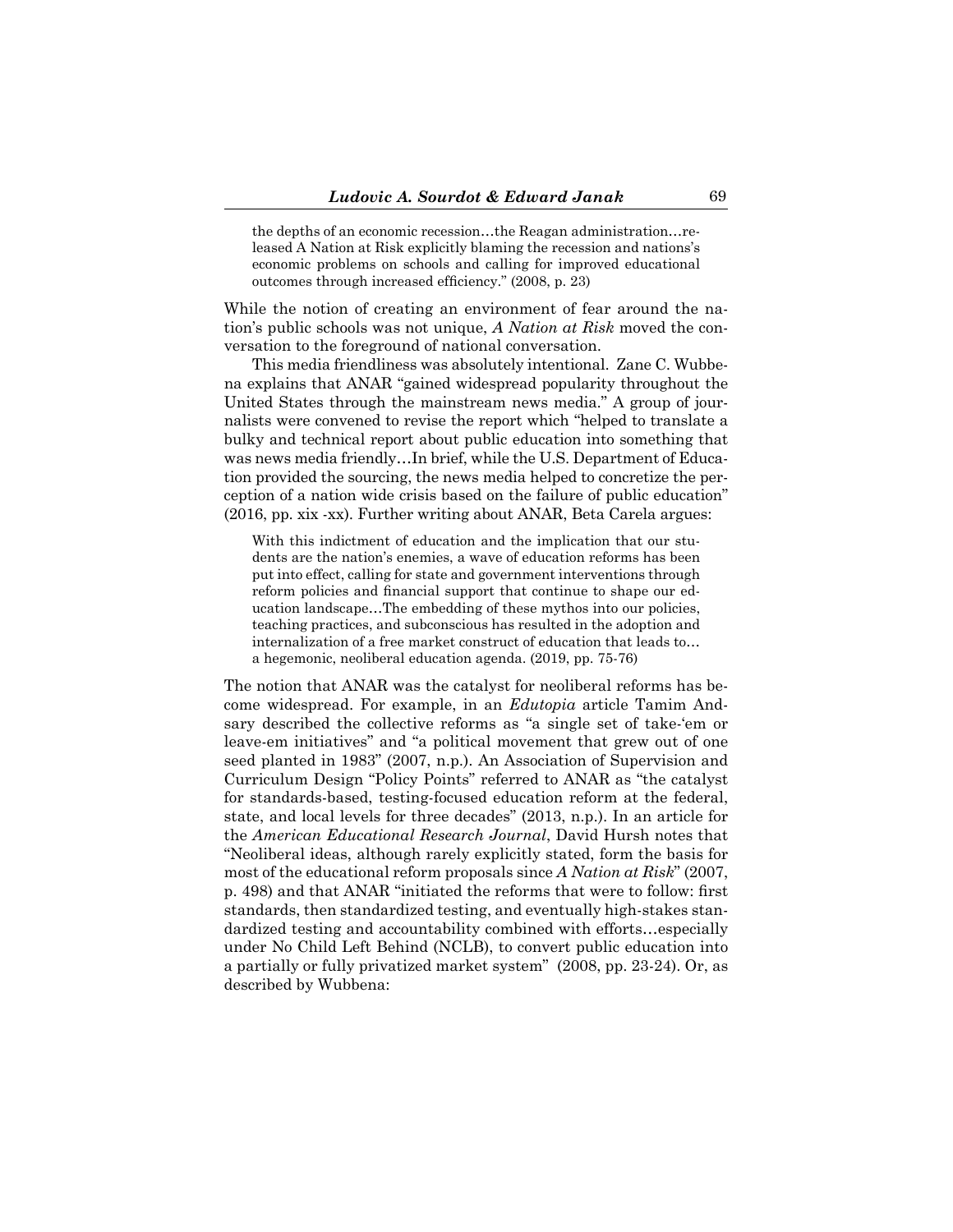> the depths of an economic recession…the Reagan administration…released A Nation at Risk explicitly blaming the recession and nations's economic problems on schools and calling for improved educational outcomes through increased efficiency." (2008, p. 23)

While the notion of creating an environment of fear around the nation's public schools was not unique, *A Nation at Risk* moved the conversation to the foreground of national conversation.

This media friendliness was absolutely intentional. Zane C. Wubbena explains that ANAR "gained widespread popularity throughout the United States through the mainstream news media." A group of journalists were convened to revise the report which "helped to translate a bulky and technical report about public education into something that was news media friendly…In brief, while the U.S. Department of Education provided the sourcing, the news media helped to concretize the perception of a nation wide crisis based on the failure of public education" (2016, pp. xix -xx). Further writing about ANAR, Beta Carela argues:

> With this indictment of education and the implication that our students are the nation's enemies, a wave of education reforms has been put into effect, calling for state and government interventions through reform policies and financial support that continue to shape our education landscape…The embedding of these mythos into our policies, teaching practices, and subconscious has resulted in the adoption and internalization of a free market construct of education that leads to… a hegemonic, neoliberal education agenda. (2019, pp. 75-76)

The notion that ANAR was the catalyst for neoliberal reforms has become widespread. For example, in an *Edutopia* article Tamim Ansary described the collective reforms as "a single set of take-'em or leave-em initiatives" and "a political movement that grew out of one seed planted in 1983" (2007, n.p.). An Association of Supervision and Curriculum Design "Policy Points" referred to ANAR as "the catalyst for standards-based, testing-focused education reform at the federal, state, and local levels for three decades" (2013, n.p.). In an article for the *American Educational Research Journal*, David Hursh notes that "Neoliberal ideas, although rarely explicitly stated, form the basis for most of the educational reform proposals since *A Nation at Risk*" (2007, p. 498) and that ANAR "initiated the reforms that were to follow: first standards, then standardized testing, and eventually high-stakes standardized testing and accountability combined with efforts…especially under No Child Left Behind (NCLB), to convert public education into a partially or fully privatized market system" (2008, pp. 23-24). Or, as described by Wubbena: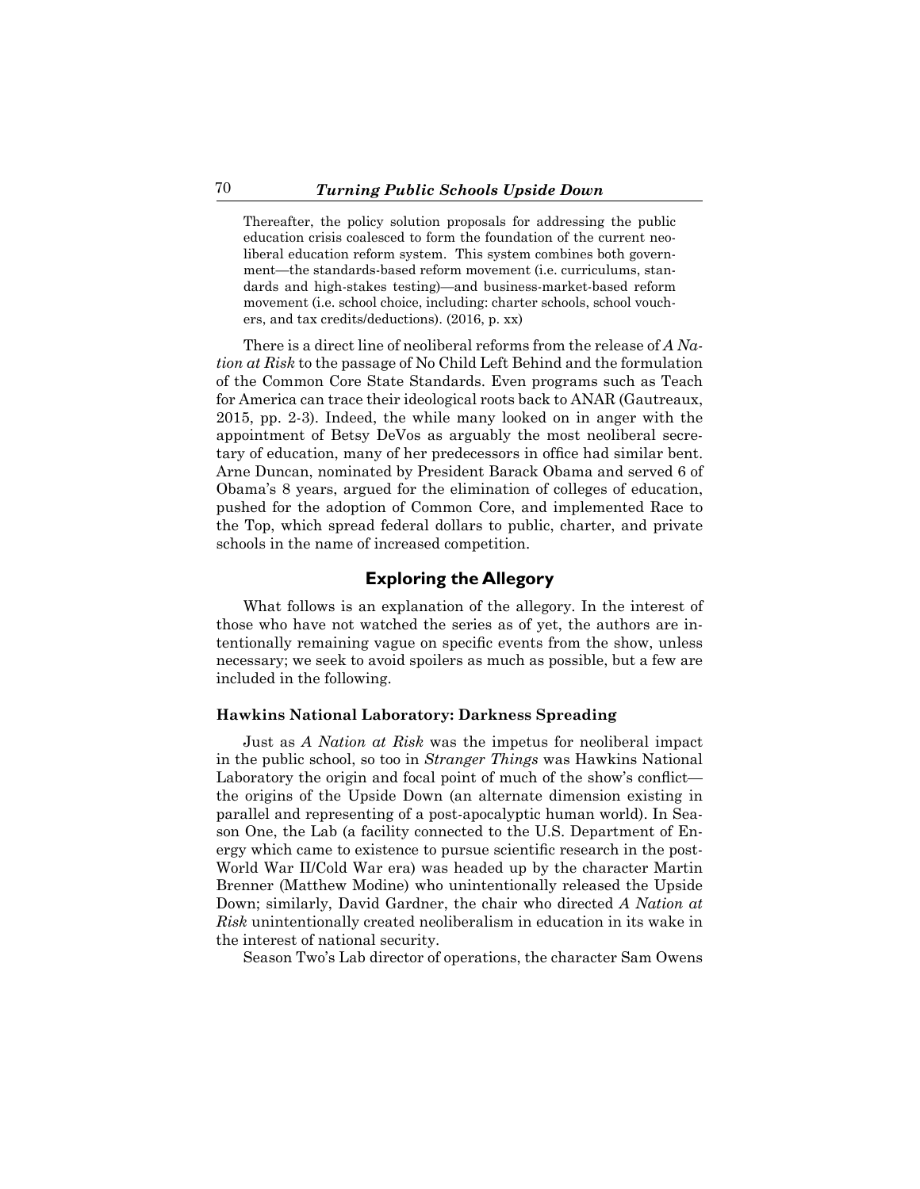> Thereafter, the policy solution proposals for addressing the public education crisis coalesced to form the foundation of the current neoliberal education reform system. This system combines both government—the standards-based reform movement (i.e. curriculums, standards and high-stakes testing)—and business-market-based reform movement (i.e. school choice, including: charter schools, school vouchers, and tax credits/deductions). (2016, p. xx)

There is a direct line of neoliberal reforms from the release of *A Nation at Risk* to the passage of No Child Left Behind and the formulation of the Common Core State Standards. Even programs such as Teach for America can trace their ideological roots back to ANAR (Gautreaux, 2015, pp. 2-3). Indeed, the while many looked on in anger with the appointment of Betsy DeVos as arguably the most neoliberal secretary of education, many of her predecessors in office had similar bent. Arne Duncan, nominated by President Barack Obama and served 6 of Obama's 8 years, argued for the elimination of colleges of education, pushed for the adoption of Common Core, and implemented Race to the Top, which spread federal dollars to public, charter, and private schools in the name of increased competition.

## Exploring the Allegory

What follows is an explanation of the allegory. In the interest of those who have not watched the series as of yet, the authors are intentionally remaining vague on specific events from the show, unless necessary; we seek to avoid spoilers as much as possible, but a few are included in the following.

### Hawkins National Laboratory: Darkness Spreading

Just as *A Nation at Risk* was the impetus for neoliberal impact in the public school, so too in *Stranger Things* was Hawkins National Laboratory the origin and focal point of much of the show's conflict—the origins of the Upside Down (an alternate dimension existing in parallel and representing of a post-apocalyptic human world). In Season One, the Lab (a facility connected to the U.S. Department of Energy which came to existence to pursue scientific research in the post-World War II/Cold War era) was headed up by the character Martin Brenner (Matthew Modine) who unintentionally released the Upside Down; similarly, David Gardner, the chair who directed *A Nation at Risk* unintentionally created neoliberalism in education in its wake in the interest of national security.

Season Two's Lab director of operations, the character Sam Owens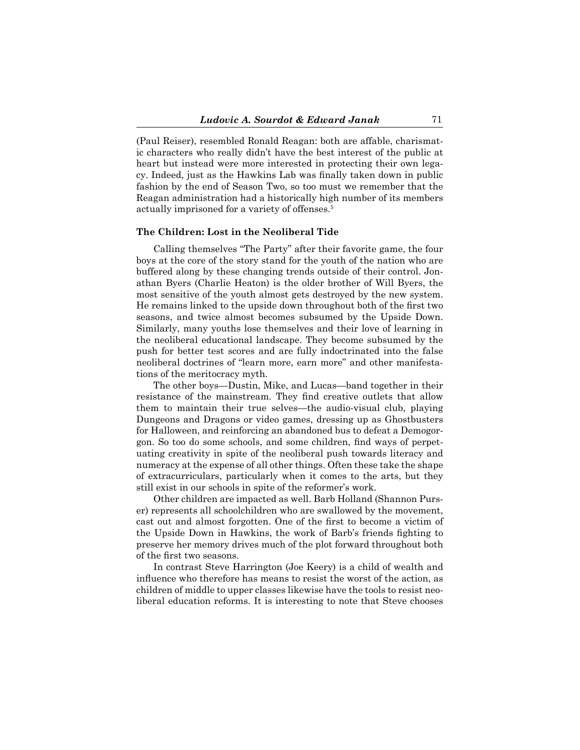(Paul Reiser), resembled Ronald Reagan: both are affable, charismatic characters who really didn't have the best interest of the public at heart but instead were more interested in protecting their own legacy. Indeed, just as the Hawkins Lab was finally taken down in public fashion by the end of Season Two, so too must we remember that the Reagan administration had a historically high number of its members actually imprisoned for a variety of offenses.[5]

### The Children: Lost in the Neoliberal Tide

Calling themselves "The Party" after their favorite game, the four boys at the core of the story stand for the youth of the nation who are buffered along by these changing trends outside of their control. Jonathan Byers (Charlie Heaton) is the older brother of Will Byers, the most sensitive of the youth almost gets destroyed by the new system. He remains linked to the upside down throughout both of the first two seasons, and twice almost becomes subsumed by the Upside Down. Similarly, many youths lose themselves and their love of learning in the neoliberal educational landscape. They become subsumed by the push for better test scores and are fully indoctrinated into the false neoliberal doctrines of "learn more, earn more" and other manifestations of the meritocracy myth.

The other boys—Dustin, Mike, and Lucas—band together in their resistance of the mainstream. They find creative outlets that allow them to maintain their true selves—the audio-visual club, playing Dungeons and Dragons or video games, dressing up as Ghostbusters for Halloween, and reinforcing an abandoned bus to defeat a Demogorgon. So too do some schools, and some children, find ways of perpetuating creativity in spite of the neoliberal push towards literacy and numeracy at the expense of all other things. Often these take the shape of extracurriculars, particularly when it comes to the arts, but they still exist in our schools in spite of the reformer's work.

Other children are impacted as well. Barb Holland (Shannon Purser) represents all schoolchildren who are swallowed by the movement, cast out and almost forgotten. One of the first to become a victim of the Upside Down in Hawkins, the work of Barb's friends fighting to preserve her memory drives much of the plot forward throughout both of the first two seasons.

In contrast Steve Harrington (Joe Keery) is a child of wealth and influence who therefore has means to resist the worst of the action, as children of middle to upper classes likewise have the tools to resist neoliberal education reforms. It is interesting to note that Steve chooses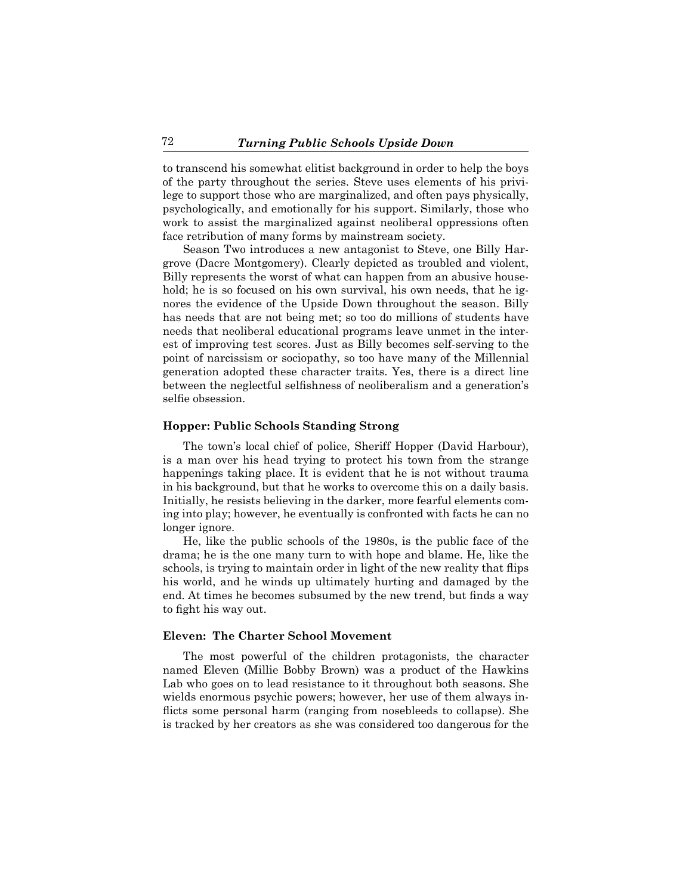to transcend his somewhat elitist background in order to help the boys of the party throughout the series. Steve uses elements of his privilege to support those who are marginalized, and often pays physically, psychologically, and emotionally for his support. Similarly, those who work to assist the marginalized against neoliberal oppressions often face retribution of many forms by mainstream society.

Season Two introduces a new antagonist to Steve, one Billy Hargrove (Dacre Montgomery). Clearly depicted as troubled and violent, Billy represents the worst of what can happen from an abusive household; he is so focused on his own survival, his own needs, that he ignores the evidence of the Upside Down throughout the season. Billy has needs that are not being met; so too do millions of students have needs that neoliberal educational programs leave unmet in the interest of improving test scores. Just as Billy becomes self-serving to the point of narcissism or sociopathy, so too have many of the Millennial generation adopted these character traits. Yes, there is a direct line between the neglectful selfishness of neoliberalism and a generation's selfie obsession.

### Hopper: Public Schools Standing Strong

The town's local chief of police, Sheriff Hopper (David Harbour), is a man over his head trying to protect his town from the strange happenings taking place. It is evident that he is not without trauma in his background, but that he works to overcome this on a daily basis. Initially, he resists believing in the darker, more fearful elements coming into play; however, he eventually is confronted with facts he can no longer ignore.

He, like the public schools of the 1980s, is the public face of the drama; he is the one many turn to with hope and blame. He, like the schools, is trying to maintain order in light of the new reality that flips his world, and he winds up ultimately hurting and damaged by the end. At times he becomes subsumed by the new trend, but finds a way to fight his way out.

### Eleven: The Charter School Movement

The most powerful of the children protagonists, the character named Eleven (Millie Bobby Brown) was a product of the Hawkins Lab who goes on to lead resistance to it throughout both seasons. She wields enormous psychic powers; however, her use of them always inflicts some personal harm (ranging from nosebleeds to collapse). She is tracked by her creators as she was considered too dangerous for the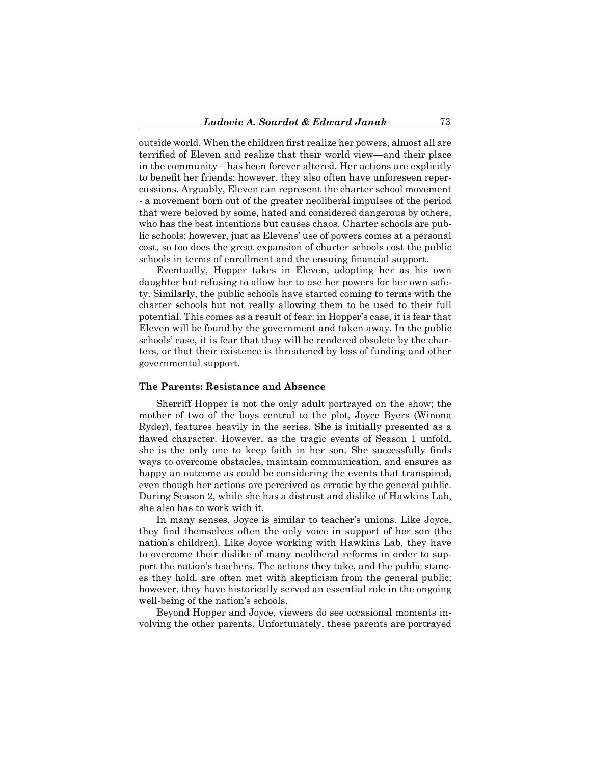outside world. When the children first realize her powers, almost all are terrified of Eleven and realize that their world view—and their place in the community—has been forever altered. Her actions are explicitly to benefit her friends; however, they also often have unforeseen repercussions. Arguably, Eleven can represent the charter school movement - a movement born out of the greater neoliberal impulses of the period that were beloved by some, hated and considered dangerous by others, who has the best intentions but causes chaos. Charter schools are public schools; however, just as Elevens' use of powers comes at a personal cost, so too does the great expansion of charter schools cost the public schools in terms of enrollment and the ensuing financial support.

Eventually, Hopper takes in Eleven, adopting her as his own daughter but refusing to allow her to use her powers for her own safety. Similarly, the public schools have started coming to terms with the charter schools but not really allowing them to be used to their full potential. This comes as a result of fear: in Hopper's case, it is fear that Eleven will be found by the government and taken away. In the public schools' case, it is fear that they will be rendered obsolete by the charters, or that their existence is threatened by loss of funding and other governmental support.

**The Parents: Resistance and Absence**

Sherriff Hopper is not the only adult portrayed on the show; the mother of two of the boys central to the plot, Joyce Byers (Winona Ryder), features heavily in the series. She is initially presented as a flawed character. However, as the tragic events of Season 1 unfold, she is the only one to keep faith in her son. She successfully finds ways to overcome obstacles, maintain communication, and ensures as happy an outcome as could be considering the events that transpired, even though her actions are perceived as erratic by the general public. During Season 2, while she has a distrust and dislike of Hawkins Lab, she also has to work with it.

In many senses, Joyce is similar to teacher's unions. Like Joyce, they find themselves often the only voice in support of her son (the nation's children). Like Joyce working with Hawkins Lab, they have to overcome their dislike of many neoliberal reforms in order to support the nation's teachers. The actions they take, and the public stances they hold, are often met with skepticism from the general public; however, they have historically served an essential role in the ongoing well-being of the nation's schools.

Beyond Hopper and Joyce, viewers do see occasional moments involving the other parents. Unfortunately, these parents are portrayed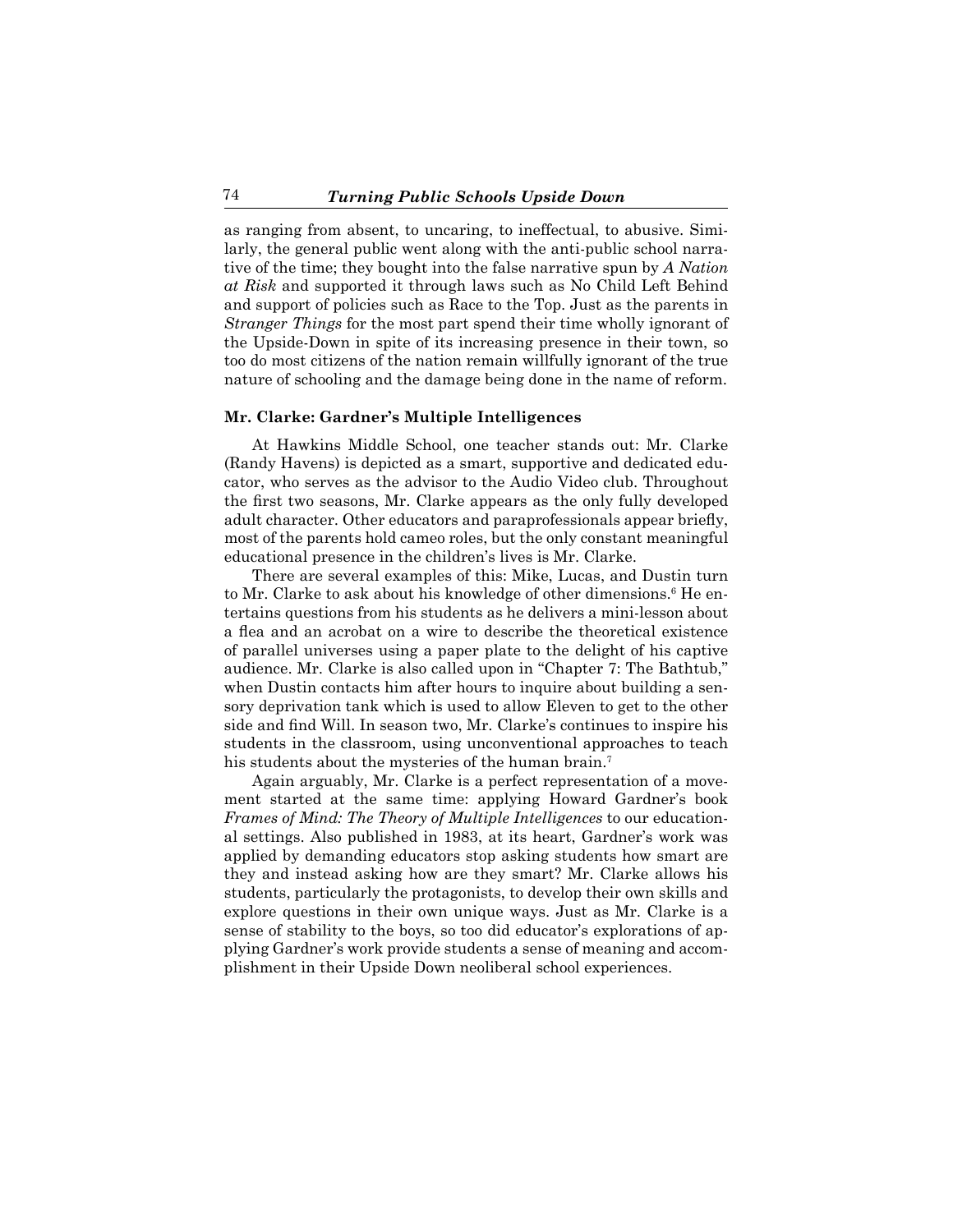as ranging from absent, to uncaring, to ineffectual, to abusive. Similarly, the general public went along with the anti-public school narrative of the time; they bought into the false narrative spun by *A Nation at Risk* and supported it through laws such as No Child Left Behind and support of policies such as Race to the Top. Just as the parents in *Stranger Things* for the most part spend their time wholly ignorant of the Upside-Down in spite of its increasing presence in their town, so too do most citizens of the nation remain willfully ignorant of the true nature of schooling and the damage being done in the name of reform.

**Mr. Clarke: Gardner's Multiple Intelligences**

At Hawkins Middle School, one teacher stands out: Mr. Clarke (Randy Havens) is depicted as a smart, supportive and dedicated educator, who serves as the advisor to the Audio Video club. Throughout the first two seasons, Mr. Clarke appears as the only fully developed adult character. Other educators and paraprofessionals appear briefly, most of the parents hold cameo roles, but the only constant meaningful educational presence in the children's lives is Mr. Clarke.

There are several examples of this: Mike, Lucas, and Dustin turn to Mr. Clarke to ask about his knowledge of other dimensions.[6] He entertains questions from his students as he delivers a mini-lesson about a flea and an acrobat on a wire to describe the theoretical existence of parallel universes using a paper plate to the delight of his captive audience. Mr. Clarke is also called upon in "Chapter 7: The Bathtub," when Dustin contacts him after hours to inquire about building a sensory deprivation tank which is used to allow Eleven to get to the other side and find Will. In season two, Mr. Clarke's continues to inspire his students in the classroom, using unconventional approaches to teach his students about the mysteries of the human brain.[7]

Again arguably, Mr. Clarke is a perfect representation of a movement started at the same time: applying Howard Gardner's book *Frames of Mind: The Theory of Multiple Intelligences* to our educational settings. Also published in 1983, at its heart, Gardner's work was applied by demanding educators stop asking students how smart are they and instead asking how are they smart? Mr. Clarke allows his students, particularly the protagonists, to develop their own skills and explore questions in their own unique ways. Just as Mr. Clarke is a sense of stability to the boys, so too did educator's explorations of applying Gardner's work provide students a sense of meaning and accomplishment in their Upside Down neoliberal school experiences.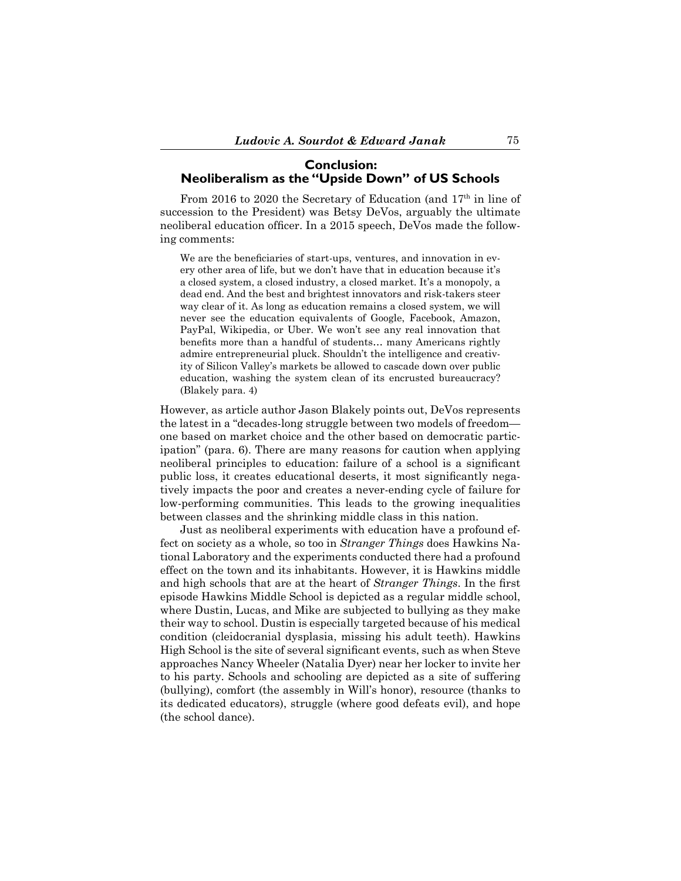## Conclusion:
## Neoliberalism as the "Upside Down" of US Schools

From 2016 to 2020 the Secretary of Education (and 17th in line of succession to the President) was Betsy DeVos, arguably the ultimate neoliberal education officer. In a 2015 speech, DeVos made the following comments:

> We are the beneficiaries of start-ups, ventures, and innovation in every other area of life, but we don't have that in education because it's a closed system, a closed industry, a closed market. It's a monopoly, a dead end. And the best and brightest innovators and risk-takers steer way clear of it. As long as education remains a closed system, we will never see the education equivalents of Google, Facebook, Amazon, PayPal, Wikipedia, or Uber. We won't see any real innovation that benefits more than a handful of students… many Americans rightly admire entrepreneurial pluck. Shouldn't the intelligence and creativity of Silicon Valley's markets be allowed to cascade down over public education, washing the system clean of its encrusted bureaucracy? (Blakely para. 4)

However, as article author Jason Blakely points out, DeVos represents the latest in a "decades-long struggle between two models of freedom—one based on market choice and the other based on democratic participation" (para. 6). There are many reasons for caution when applying neoliberal principles to education: failure of a school is a significant public loss, it creates educational deserts, it most significantly negatively impacts the poor and creates a never-ending cycle of failure for low-performing communities. This leads to the growing inequalities between classes and the shrinking middle class in this nation.

Just as neoliberal experiments with education have a profound effect on society as a whole, so too in *Stranger Things* does Hawkins National Laboratory and the experiments conducted there had a profound effect on the town and its inhabitants. However, it is Hawkins middle and high schools that are at the heart of *Stranger Things*. In the first episode Hawkins Middle School is depicted as a regular middle school, where Dustin, Lucas, and Mike are subjected to bullying as they make their way to school. Dustin is especially targeted because of his medical condition (cleidocranial dysplasia, missing his adult teeth). Hawkins High School is the site of several significant events, such as when Steve approaches Nancy Wheeler (Natalia Dyer) near her locker to invite her to his party. Schools and schooling are depicted as a site of suffering (bullying), comfort (the assembly in Will's honor), resource (thanks to its dedicated educators), struggle (where good defeats evil), and hope (the school dance).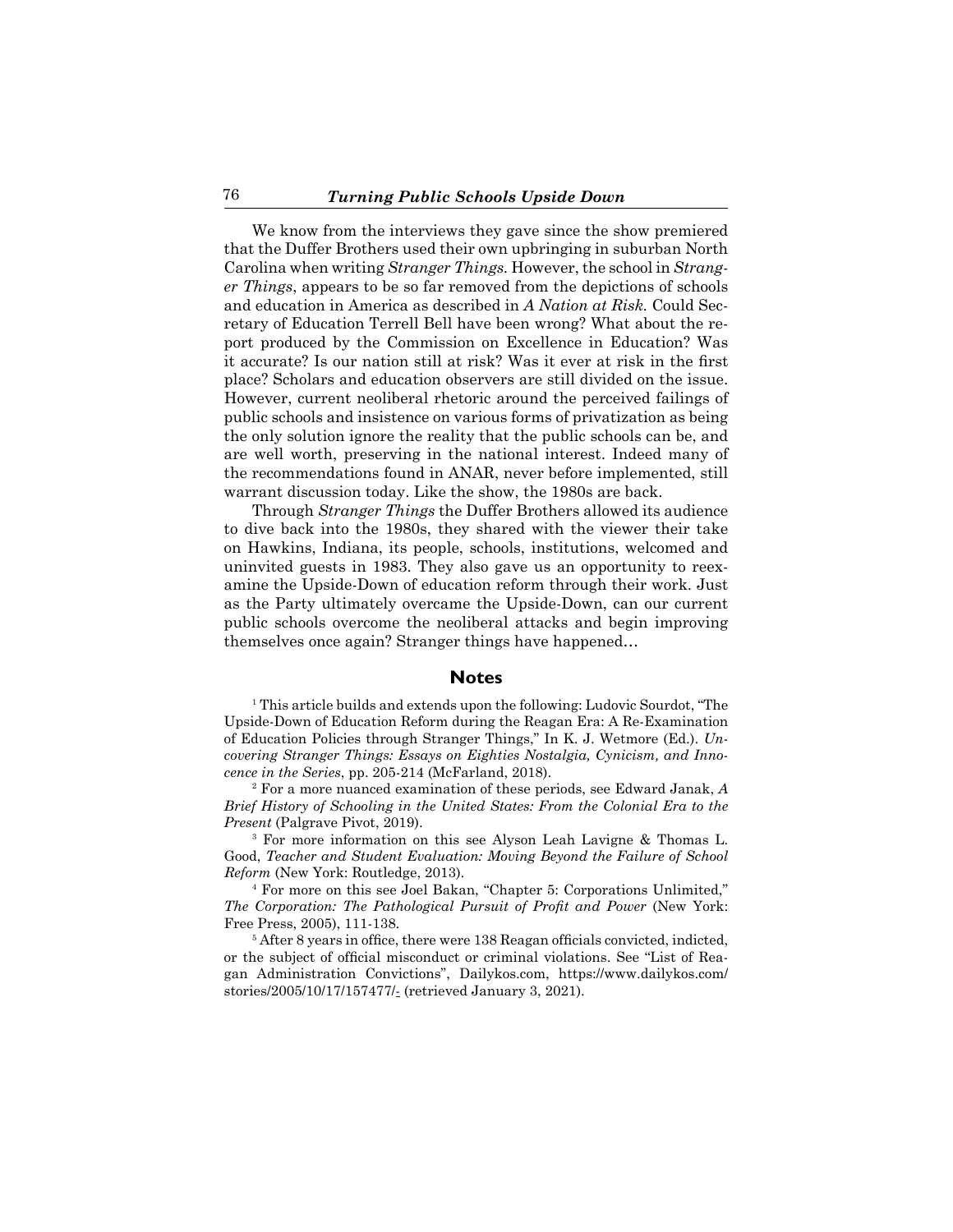We know from the interviews they gave since the show premiered that the Duffer Brothers used their own upbringing in suburban North Carolina when writing *Stranger Things.* However, the school in *Stranger Things*, appears to be so far removed from the depictions of schools and education in America as described in *A Nation at Risk.* Could Secretary of Education Terrell Bell have been wrong? What about the report produced by the Commission on Excellence in Education? Was it accurate? Is our nation still at risk? Was it ever at risk in the first place? Scholars and education observers are still divided on the issue. However, current neoliberal rhetoric around the perceived failings of public schools and insistence on various forms of privatization as being the only solution ignore the reality that the public schools can be, and are well worth, preserving in the national interest. Indeed many of the recommendations found in ANAR, never before implemented, still warrant discussion today. Like the show, the 1980s are back.

Through *Stranger Things* the Duffer Brothers allowed its audience to dive back into the 1980s, they shared with the viewer their take on Hawkins, Indiana, its people, schools, institutions, welcomed and uninvited guests in 1983. They also gave us an opportunity to reexamine the Upside-Down of education reform through their work. Just as the Party ultimately overcame the Upside-Down, can our current public schools overcome the neoliberal attacks and begin improving themselves once again? Stranger things have happened…

## Notes

[1] This article builds and extends upon the following: Ludovic Sourdot, "The Upside-Down of Education Reform during the Reagan Era: A Re-Examination of Education Policies through Stranger Things," In K. J. Wetmore (Ed.). *Uncovering Stranger Things: Essays on Eighties Nostalgia, Cynicism, and Innocence in the Series*, pp. 205-214 (McFarland, 2018).

[2] For a more nuanced examination of these periods, see Edward Janak, *A Brief History of Schooling in the United States: From the Colonial Era to the Present* (Palgrave Pivot, 2019).

[3] For more information on this see Alyson Leah Lavigne & Thomas L. Good, *Teacher and Student Evaluation: Moving Beyond the Failure of School Reform* (New York: Routledge, 2013).

[4] For more on this see Joel Bakan, "Chapter 5: Corporations Unlimited," *The Corporation: The Pathological Pursuit of Profit and Power* (New York: Free Press, 2005), 111-138.

[5] After 8 years in office, there were 138 Reagan officials convicted, indicted, or the subject of official misconduct or criminal violations. See "List of Reagan Administration Convictions", Dailykos.com, https://www.dailykos.com/stories/2005/10/17/157477/- (retrieved January 3, 2021).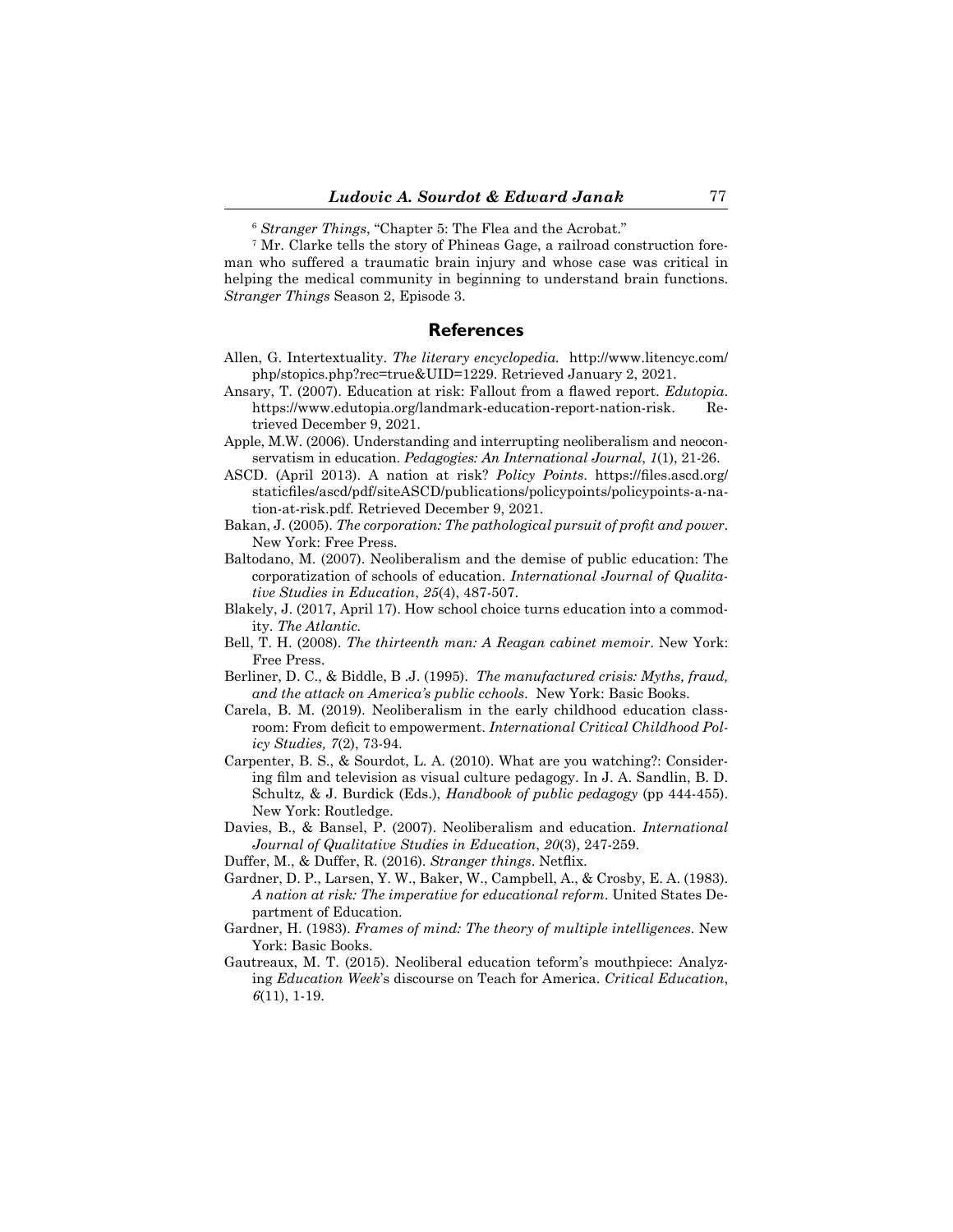[6] *Stranger Things*, "Chapter 5: The Flea and the Acrobat."

[7] Mr. Clarke tells the story of Phineas Gage, a railroad construction foreman who suffered a traumatic brain injury and whose case was critical in helping the medical community in beginning to understand brain functions. *Stranger Things* Season 2, Episode 3.

## References

Allen, G. Intertextuality. *The literary encyclopedia.* http://www.litencyc.com/php/stopics.php?rec=true&UID=1229. Retrieved January 2, 2021.

Ansary, T. (2007). Education at risk: Fallout from a flawed report. *Edutopia.* https://www.edutopia.org/landmark-education-report-nation-risk. Retrieved December 9, 2021.

Apple, M.W. (2006). Understanding and interrupting neoliberalism and neoconservatism in education. *Pedagogies: An International Journal*, *1*(1), 21-26.

ASCD. (April 2013). A nation at risk? *Policy Points.* https://files.ascd.org/staticfiles/ascd/pdf/siteASCD/publications/policypoints/policypoints-a-nation-at-risk.pdf. Retrieved December 9, 2021.

Bakan, J. (2005). *The corporation: The pathological pursuit of profit and power*. New York: Free Press.

Baltodano, M. (2007). Neoliberalism and the demise of public education: The corporatization of schools of education. *International Journal of Qualitative Studies in Education*, *25*(4), 487-507.

Blakely, J. (2017, April 17). How school choice turns education into a commodity. *The Atlantic.*

Bell, T. H. (2008). *The thirteenth man: A Reagan cabinet memoir*. New York: Free Press.

Berliner, D. C., & Biddle, B .J. (1995). *The manufactured crisis: Myths, fraud, and the attack on America's public cchools*. New York: Basic Books.

Carela, B. M. (2019). Neoliberalism in the early childhood education classroom: From deficit to empowerment. *International Critical Childhood Policy Studies, 7*(2), 73-94.

Carpenter, B. S., & Sourdot, L. A. (2010). What are you watching?: Considering film and television as visual culture pedagogy. In J. A. Sandlin, B. D. Schultz, & J. Burdick (Eds.), *Handbook of public pedagogy* (pp 444-455). New York: Routledge.

Davies, B., & Bansel, P. (2007). Neoliberalism and education. *International Journal of Qualitative Studies in Education*, *20*(3), 247-259.

Duffer, M., & Duffer, R. (2016). *Stranger things*. Netflix.

Gardner, D. P., Larsen, Y. W., Baker, W., Campbell, A., & Crosby, E. A. (1983). *A nation at risk: The imperative for educational reform*. United States Department of Education.

Gardner, H. (1983). *Frames of mind: The theory of multiple intelligences*. New York: Basic Books.

Gautreaux, M. T. (2015). Neoliberal education teform's mouthpiece: Analyzing *Education Week*'s discourse on Teach for America. *Critical Education*, *6*(11), 1-19.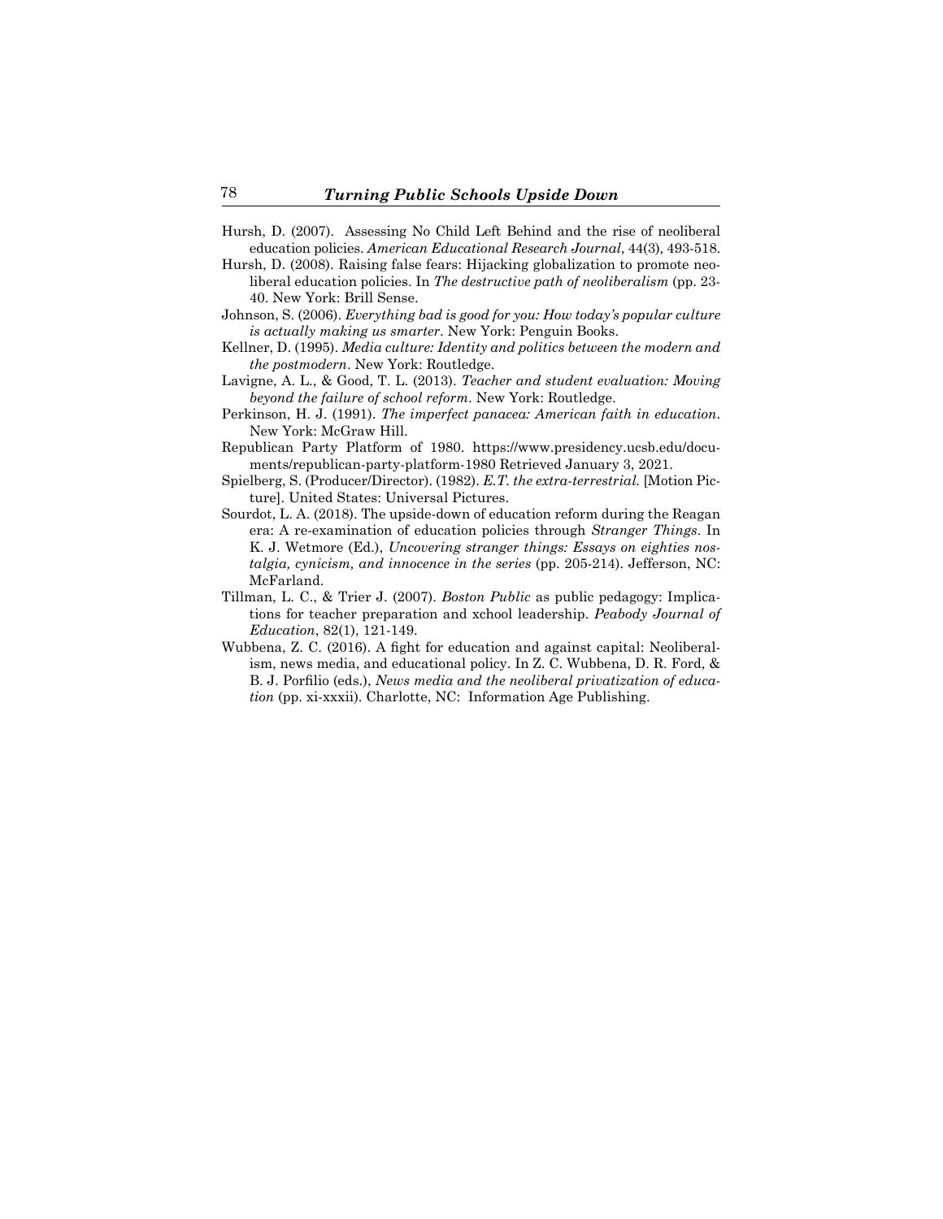Hursh, D. (2007). Assessing No Child Left Behind and the rise of neoliberal education policies. *American Educational Research Journal*, 44(3), 493-518.

Hursh, D. (2008). Raising false fears: Hijacking globalization to promote neoliberal education policies. In *The destructive path of neoliberalism* (pp. 23-40. New York: Brill Sense.

Johnson, S. (2006). *Everything bad is good for you: How today's popular culture is actually making us smarter*. New York: Penguin Books.

Kellner, D. (1995). *Media culture: Identity and politics between the modern and the postmodern*. New York: Routledge.

Lavigne, A. L., & Good, T. L. (2013). *Teacher and student evaluation: Moving beyond the failure of school reform*. New York: Routledge.

Perkinson, H. J. (1991). *The imperfect panacea: American faith in education*. New York: McGraw Hill.

Republican Party Platform of 1980. https://www.presidency.ucsb.edu/documents/republican-party-platform-1980 Retrieved January 3, 2021.

Spielberg, S. (Producer/Director). (1982). *E.T. the extra-terrestrial.* [Motion Picture]. United States: Universal Pictures.

Sourdot, L. A. (2018). The upside-down of education reform during the Reagan era: A re-examination of education policies through *Stranger Things*. In K. J. Wetmore (Ed.), *Uncovering stranger things: Essays on eighties nostalgia, cynicism, and innocence in the series* (pp. 205-214). Jefferson, NC: McFarland.

Tillman, L. C., & Trier J. (2007). *Boston Public* as public pedagogy: Implications for teacher preparation and xchool leadership. *Peabody Journal of Education*, 82(1), 121-149.

Wubbena, Z. C. (2016). A fight for education and against capital: Neoliberalism, news media, and educational policy. In Z. C. Wubbena, D. R. Ford, & B. J. Porfilio (eds.), *News media and the neoliberal privatization of education* (pp. xi-xxxii). Charlotte, NC: Information Age Publishing.